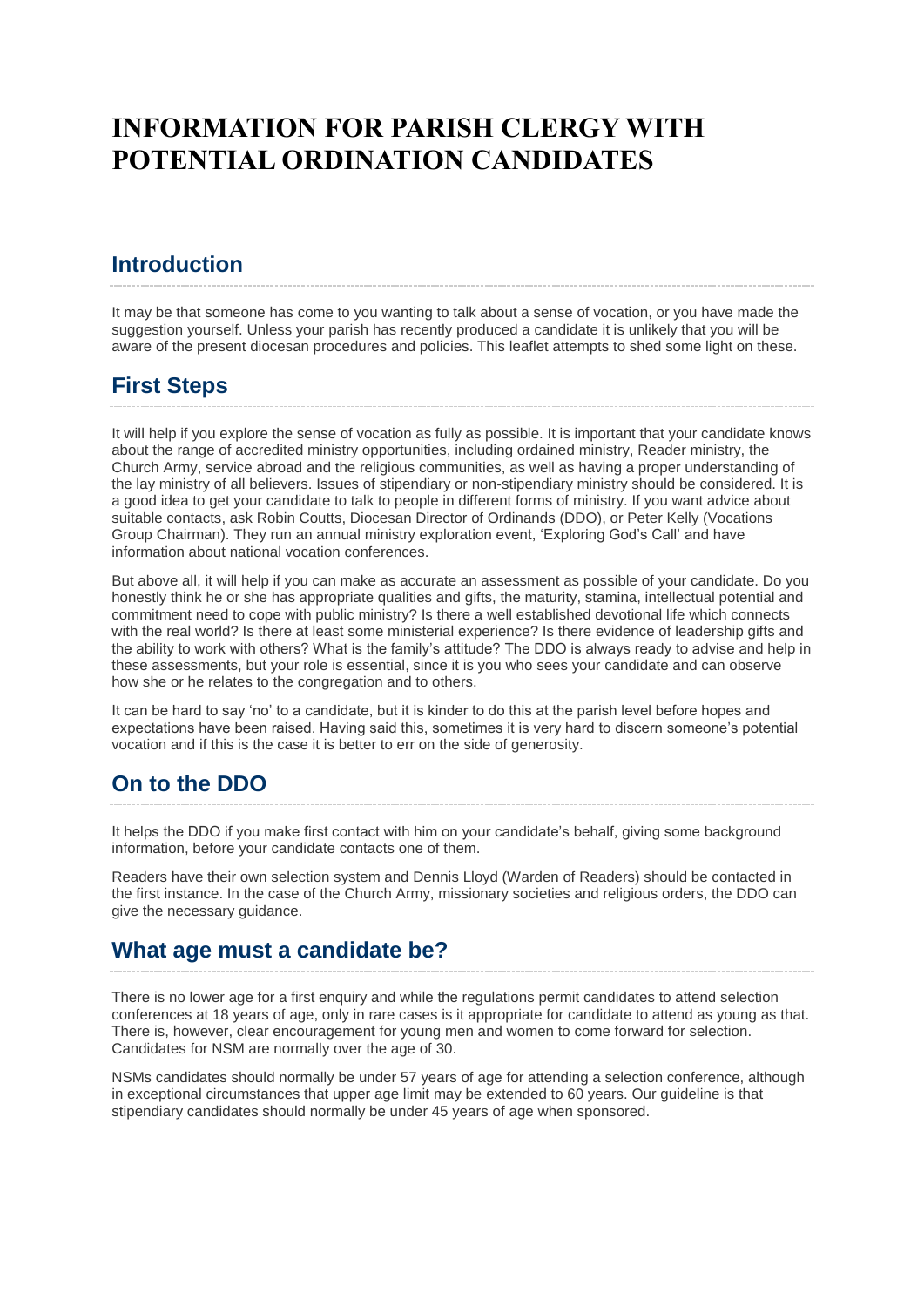# INFORMATION FOR PARISH CLERGY WITH POTENTIAL ORDINATION CANDIDATES

## Introduction

It may be that someone has come to you wanting to talk about a sense of vocation, or you have made the suggestion yourself. Unless your parish has recently produced a candidate it is unlikely that you will be aware of the present diocesan procedures and policies. This leaflet attempts to shed some light on these.

## First Steps

It will help if you explore the sense of vocation as fully as possible. It is important that your candidate knows about the range of accredited ministry opportunities, including ordained ministry, Reader ministry, the Church Army, service abroad and the religious communities, as well as having a proper understanding of the lay ministry of all believers. Issues of stipendiary or non-stipendiary ministry should be considered. It is a good idea to get your candidate to talk to people in different forms of ministry. If you want advice about suitable contacts, ask Robin Coutts, Diocesan Director of Ordinands (DDO), or Peter Kelly (Vocations Group Chairman). They run an annual ministry exploration event, 'Exploring God's Call' and have information about national vocation conferences.

But above all, it will help if you can make as accurate an assessment as possible of your candidate. Do you honestly think he or she has appropriate qualities and gifts, the maturity, stamina, intellectual potential and commitment need to cope with public ministry? Is there a well established devotional life which connects with the real world? Is there at least some ministerial experience? Is there evidence of leadership gifts and the ability to work with others? What is the family's attitude? The DDO is always ready to advise and help in these assessments, but your role is essential, since it is you who sees your candidate and can observe how she or he relates to the congregation and to others.

It can be hard to say 'no' to a candidate, but it is kinder to do this at the parish level before hopes and expectations have been raised. Having said this, sometimes it is very hard to discern someone's potential vocation and if this is the case it is better to err on the side of generosity.

## On to the DDO

It helps the DDO if you make first contact with him on your candidate's behalf, giving some background information, before your candidate contacts one of them.

Readers have their own selection system and Dennis Lloyd (Warden of Readers) should be contacted in the first instance. In the case of the Church Army, missionary societies and religious orders, the DDO can give the necessary guidance.

## What age must a candidate be?

There is no lower age for a first enquiry and while the regulations permit candidates to attend selection conferences at 18 years of age, only in rare cases is it appropriate for candidate to attend as young as that. There is, however, clear encouragement for young men and women to come forward for selection. Candidates for NSM are normally over the age of 30.

NSMs candidates should normally be under 57 years of age for attending a selection conference, although in exceptional circumstances that upper age limit may be extended to 60 years. Our guideline is that stipendiary candidates should normally be under 45 years of age when sponsored.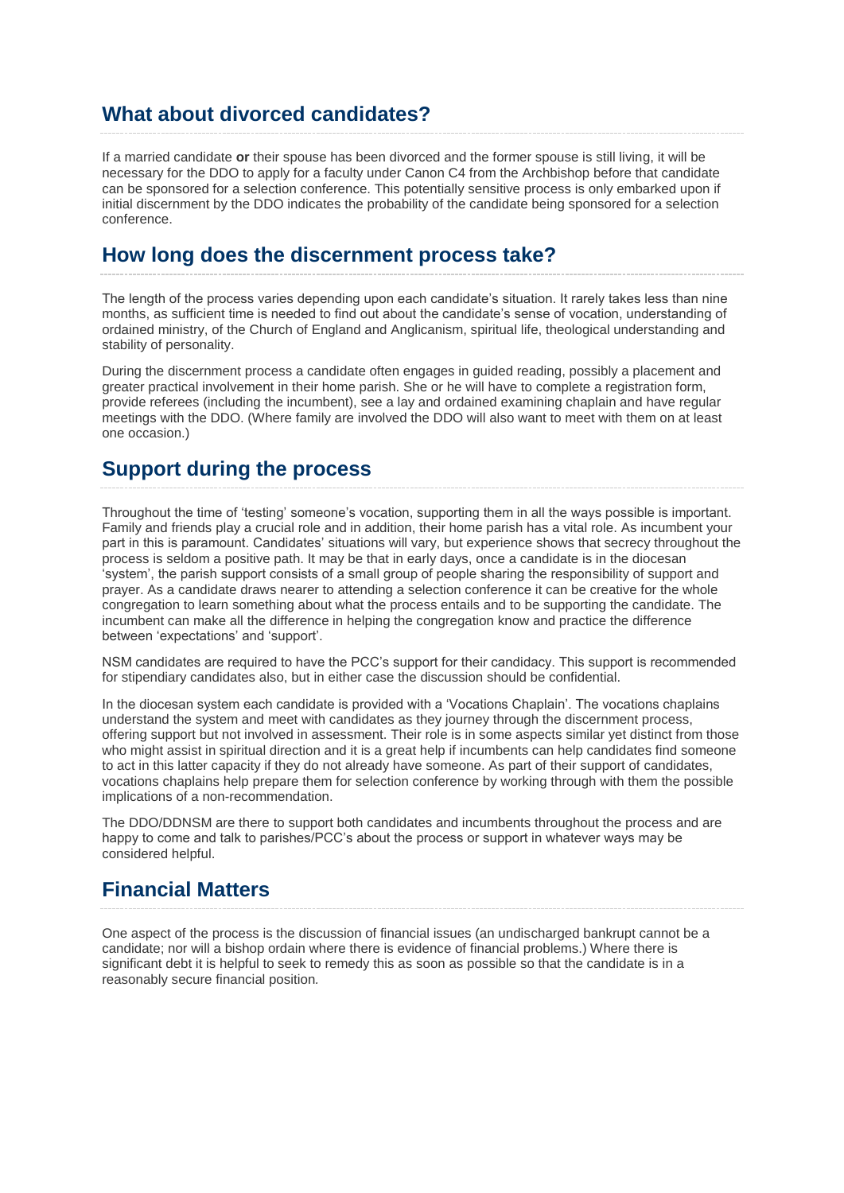## What about divorced candidates?

If a married candidate **or** their spouse has been divorced and the former spouse is still living, it will be necessary for the DDO to apply for a faculty under Canon C4 from the Archbishop before that candidate can be sponsored for a selection conference. This potentially sensitive process is only embarked upon if initial discernment by the DDO indicates the probability of the candidate being sponsored for a selection conference.

## How long does the discernment process take?

The length of the process varies depending upon each candidate's situation. It rarely takes less than nine months, as sufficient time is needed to find out about the candidate's sense of vocation, understanding of ordained ministry, of the Church of England and Anglicanism, spiritual life, theological understanding and stability of personality.

During the discernment process a candidate often engages in guided reading, possibly a placement and greater practical involvement in their home parish. She or he will have to complete a registration form, provide referees (including the incumbent), see a lay and ordained examining chaplain and have regular meetings with the DDO. (Where family are involved the DDO will also want to meet with them on at least one occasion.)

## Support during the process

Throughout the time of 'testing' someone's vocation, supporting them in all the ways possible is important. Family and friends play a crucial role and in addition, their home parish has a vital role. As incumbent your part in this is paramount. Candidates' situations will vary, but experience shows that secrecy throughout the process is seldom a positive path. It may be that in early days, once a candidate is in the diocesan 'system', the parish support consists of a small group of people sharing the responsibility of support and prayer. As a candidate draws nearer to attending a selection conference it can be creative for the whole congregation to learn something about what the process entails and to be supporting the candidate. The incumbent can make all the difference in helping the congregation know and practice the difference between 'expectations' and 'support'.

NSM candidates are required to have the PCC's support for their candidacy. This support is recommended for stipendiary candidates also, but in either case the discussion should be confidential.

In the diocesan system each candidate is provided with a 'Vocations Chaplain'. The vocations chaplains understand the system and meet with candidates as they journey through the discernment process, offering support but not involved in assessment. Their role is in some aspects similar yet distinct from those who might assist in spiritual direction and it is a great help if incumbents can help candidates find someone to act in this latter capacity if they do not already have someone. As part of their support of candidates, vocations chaplains help prepare them for selection conference by working through with them the possible implications of a non-recommendation.

The DDO/DDNSM are there to support both candidates and incumbents throughout the process and are happy to come and talk to parishes/PCC's about the process or support in whatever ways may be considered helpful.

## Financial Matters

One aspect of the process is the discussion of financial issues (an undischarged bankrupt cannot be a candidate; nor will a bishop ordain where there is evidence of financial problems.) Where there is significant debt it is helpful to seek to remedy this as soon as possible so that the candidate is in a reasonably secure financial position.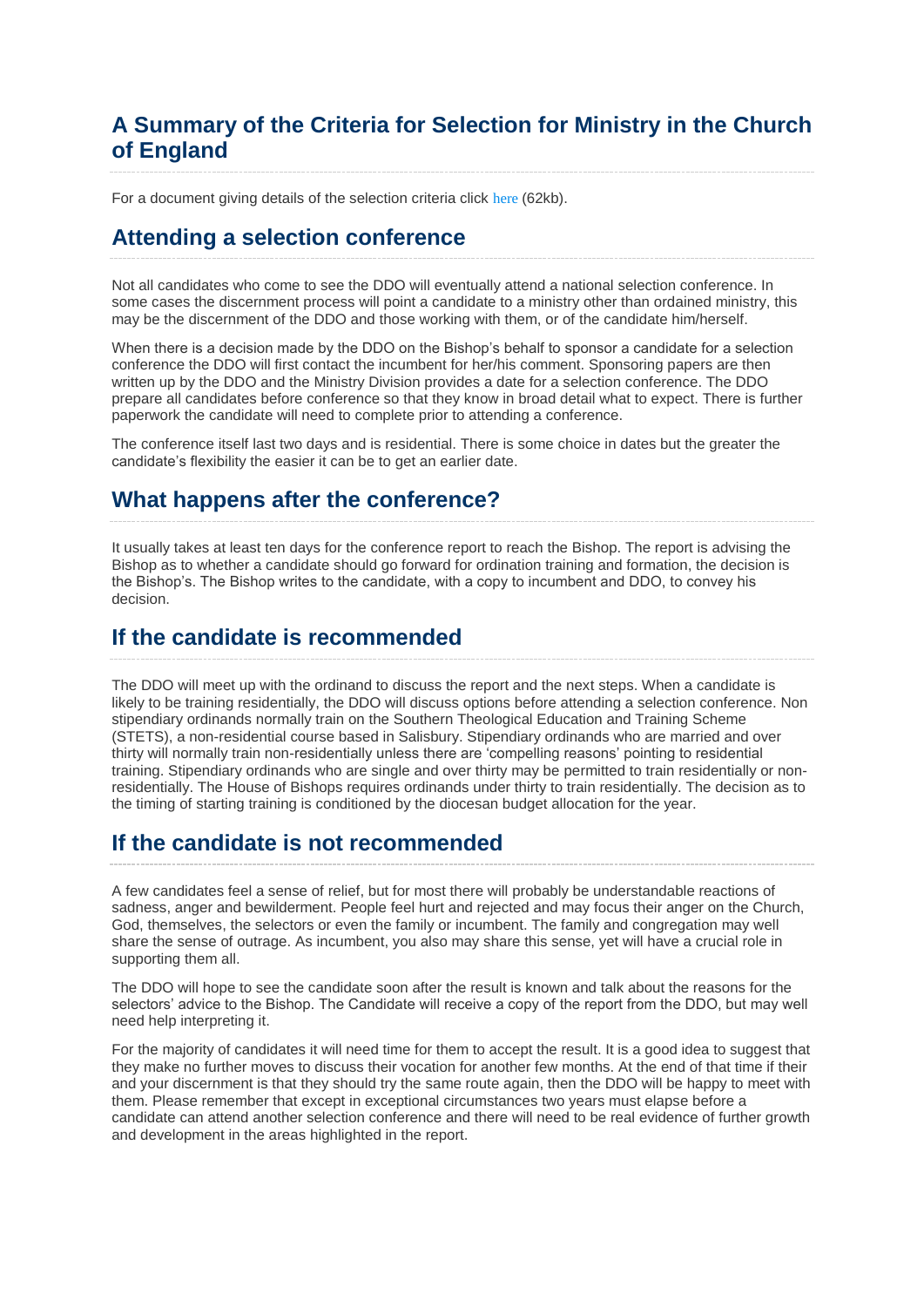## A Summary of the Criteria for Selection for Ministry in the Church of England

For a document giving details of the selection criteria click here (62kb).

## Attending a selection conference

Not all candidates who come to see the DDO will eventually attend a national selection conference. In some cases the discernment process will point a candidate to a ministry other than ordained ministry, this may be the discernment of the DDO and those working with them, or of the candidate him/herself.

When there is a decision made by the DDO on the Bishop's behalf to sponsor a candidate for a selection conference the DDO will first contact the incumbent for her/his comment. Sponsoring papers are then written up by the DDO and the Ministry Division provides a date for a selection conference. The DDO prepare all candidates before conference so that they know in broad detail what to expect. There is further paperwork the candidate will need to complete prior to attending a conference.

The conference itself last two days and is residential. There is some choice in dates but the greater the candidate's flexibility the easier it can be to get an earlier date.

## What happens after the conference?

It usually takes at least ten days for the conference report to reach the Bishop. The report is advising the Bishop as to whether a candidate should go forward for ordination training and formation, the decision is the Bishop's. The Bishop writes to the candidate, with a copy to incumbent and DDO, to convey his decision.

## If the candidate is recommended

The DDO will meet up with the ordinand to discuss the report and the next steps. When a candidate is likely to be training residentially, the DDO will discuss options before attending a selection conference. Non stipendiary ordinands normally train on the Southern Theological Education and Training Scheme (STETS), a non-residential course based in Salisbury. Stipendiary ordinands who are married and over thirty will normally train non-residentially unless there are 'compelling reasons' pointing to residential training. Stipendiary ordinands who are single and over thirty may be permitted to train residentially or non-residentially. The House of Bishops requires ordinands under thirty to train residentially. The decision as to the timing of starting training is conditioned by the diocesan budget allocation for the year.

## If the candidate is not recommended

A few candidates feel a sense of relief, but for most there will probably be understandable reactions of sadness, anger and bewilderment. People feel hurt and rejected and may focus their anger on the Church, God, themselves, the selectors or even the family or incumbent. The family and congregation may well share the sense of outrage. As incumbent, you also may share this sense, yet will have a crucial role in supporting them all.

The DDO will hope to see the candidate soon after the result is known and talk about the reasons for the selectors' advice to the Bishop. The Candidate will receive a copy of the report from the DDO, but may well need help interpreting it.

For the majority of candidates it will need time for them to accept the result. It is a good idea to suggest that they make no further moves to discuss their vocation for another few months. At the end of that time if their and your discernment is that they should try the same route again, then the DDO will be happy to meet with them. Please remember that except in exceptional circumstances two years must elapse before a candidate can attend another selection conference and there will need to be real evidence of further growth and development in the areas highlighted in the report.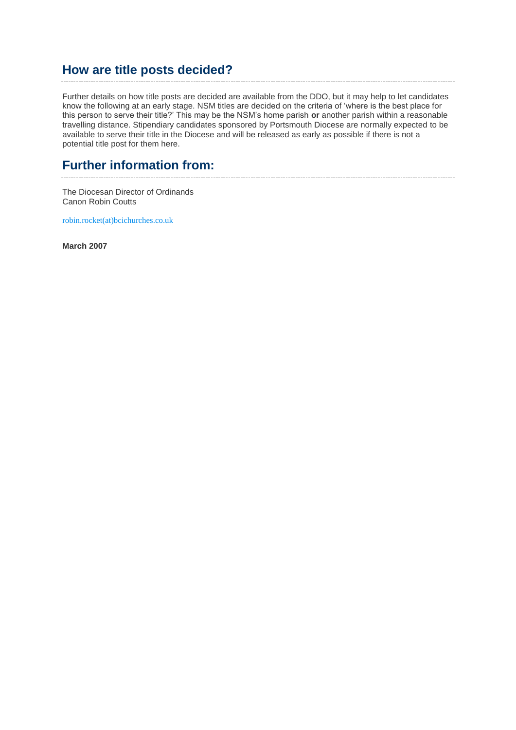## How are title posts decided?

Further details on how title posts are decided are available from the DDO, but it may help to let candidates know the following at an early stage. NSM titles are decided on the criteria of 'where is the best place for this person to serve their title?' This may be the NSM's home parish **or** another parish within a reasonable travelling distance. Stipendiary candidates sponsored by Portsmouth Diocese are normally expected to be available to serve their title in the Diocese and will be released as early as possible if there is not a potential title post for them here.

## Further information from:

The Diocesan Director of Ordinands
Canon Robin Coutts

robin.rocket(at)bcichurches.co.uk

**March 2007**